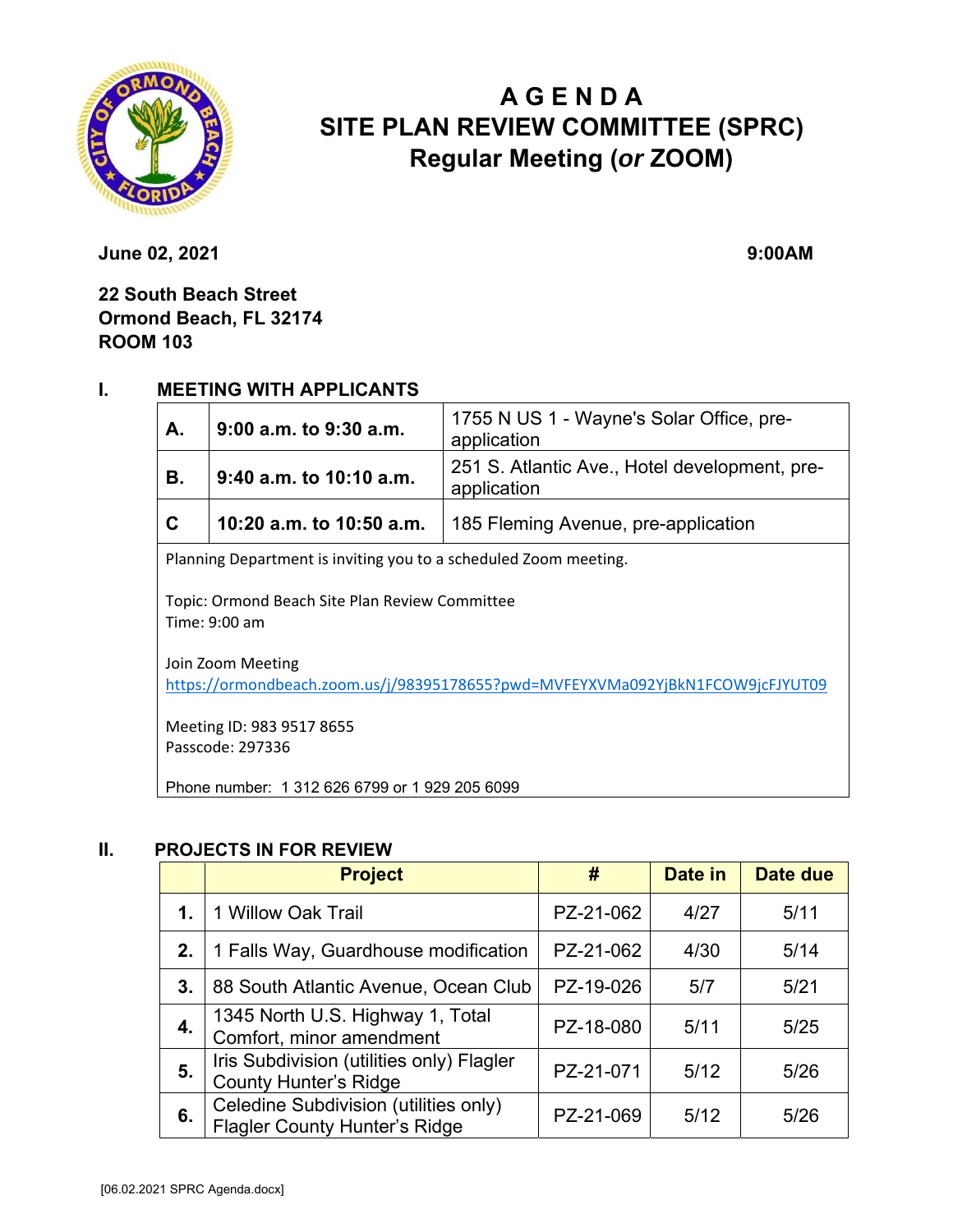# AGENDA
# SITE PLAN REVIEW COMMITTEE (SPRC)
# Regular Meeting (*or* ZOOM)

**June 02, 2021** **9:00AM**

**22 South Beach Street**
**Ormond Beach, FL 32174**
**ROOM 103**

## I. MEETING WITH APPLICANTS

| | | |
|---|---|---|
| **A.** | **9:00 a.m. to 9:30 a.m.** | 1755 N US 1 - Wayne's Solar Office, pre-application |
| **B.** | **9:40 a.m. to 10:10 a.m.** | 251 S. Atlantic Ave., Hotel development, pre-application |
| **C** | **10:20 a.m. to 10:50 a.m.** | 185 Fleming Avenue, pre-application |

Planning Department is inviting you to a scheduled Zoom meeting.

Topic: Ormond Beach Site Plan Review Committee
Time: 9:00 am

Join Zoom Meeting
https://ormondbeach.zoom.us/j/98395178655?pwd=MVFEYXVMa092YjBkN1FCOW9jcFJYUT09

Meeting ID: 983 9517 8655
Passcode: 297336

Phone number: 1 312 626 6799 or 1 929 205 6099

## II. PROJECTS IN FOR REVIEW

| | Project | # | Date in | Date due |
|---|---|---|---|---|
| **1.** | 1 Willow Oak Trail | PZ-21-062 | 4/27 | 5/11 |
| **2.** | 1 Falls Way, Guardhouse modification | PZ-21-062 | 4/30 | 5/14 |
| **3.** | 88 South Atlantic Avenue, Ocean Club | PZ-19-026 | 5/7 | 5/21 |
| **4.** | 1345 North U.S. Highway 1, Total Comfort, minor amendment | PZ-18-080 | 5/11 | 5/25 |
| **5.** | Iris Subdivision (utilities only) Flagler County Hunter's Ridge | PZ-21-071 | 5/12 | 5/26 |
| **6.** | Celedine Subdivision (utilities only) Flagler County Hunter's Ridge | PZ-21-069 | 5/12 | 5/26 |

[06.02.2021 SPRC Agenda.docx]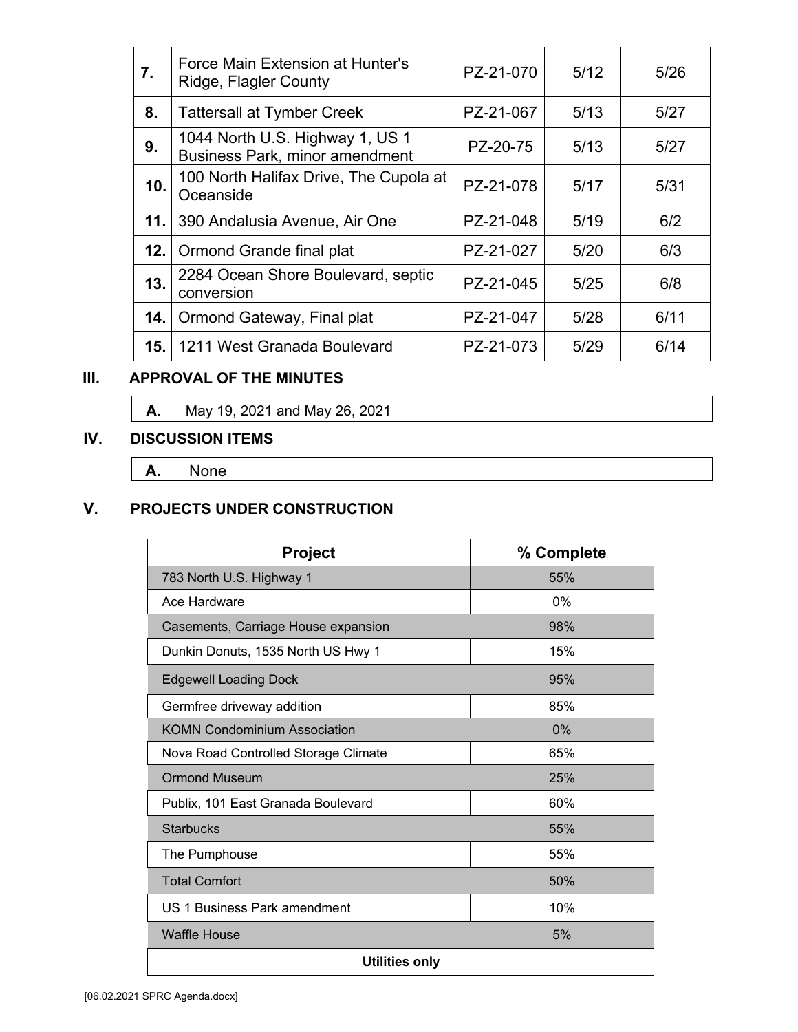| | | | | |
|---|---|---|---|---|
| **7.** | Force Main Extension at Hunter's Ridge, Flagler County | PZ-21-070 | 5/12 | 5/26 |
| **8.** | Tattersall at Tymber Creek | PZ-21-067 | 5/13 | 5/27 |
| **9.** | 1044 North U.S. Highway 1, US 1 Business Park, minor amendment | PZ-20-75 | 5/13 | 5/27 |
| **10.** | 100 North Halifax Drive, The Cupola at Oceanside | PZ-21-078 | 5/17 | 5/31 |
| **11.** | 390 Andalusia Avenue, Air One | PZ-21-048 | 5/19 | 6/2 |
| **12.** | Ormond Grande final plat | PZ-21-027 | 5/20 | 6/3 |
| **13.** | 2284 Ocean Shore Boulevard, septic conversion | PZ-21-045 | 5/25 | 6/8 |
| **14.** | Ormond Gateway, Final plat | PZ-21-047 | 5/28 | 6/11 |
| **15.** | 1211 West Granada Boulevard | PZ-21-073 | 5/29 | 6/14 |

## III. APPROVAL OF THE MINUTES

| | |
|---|---|
| **A.** | May 19, 2021 and May 26, 2021 |

## IV. DISCUSSION ITEMS

| | |
|---|---|
| **A.** | None |

## V. PROJECTS UNDER CONSTRUCTION

| Project | % Complete |
|---|---|
| 783 North U.S. Highway 1 | 55% |
| Ace Hardware | 0% |
| Casements, Carriage House expansion | 98% |
| Dunkin Donuts, 1535 North US Hwy 1 | 15% |
| Edgewell Loading Dock | 95% |
| Germfree driveway addition | 85% |
| KOMN Condominium Association | 0% |
| Nova Road Controlled Storage Climate | 65% |
| Ormond Museum | 25% |
| Publix, 101 East Granada Boulevard | 60% |
| Starbucks | 55% |
| The Pumphouse | 55% |
| Total Comfort | 50% |
| US 1 Business Park amendment | 10% |
| Waffle House | 5% |
| **Utilities only** | |

[06.02.2021 SPRC Agenda.docx]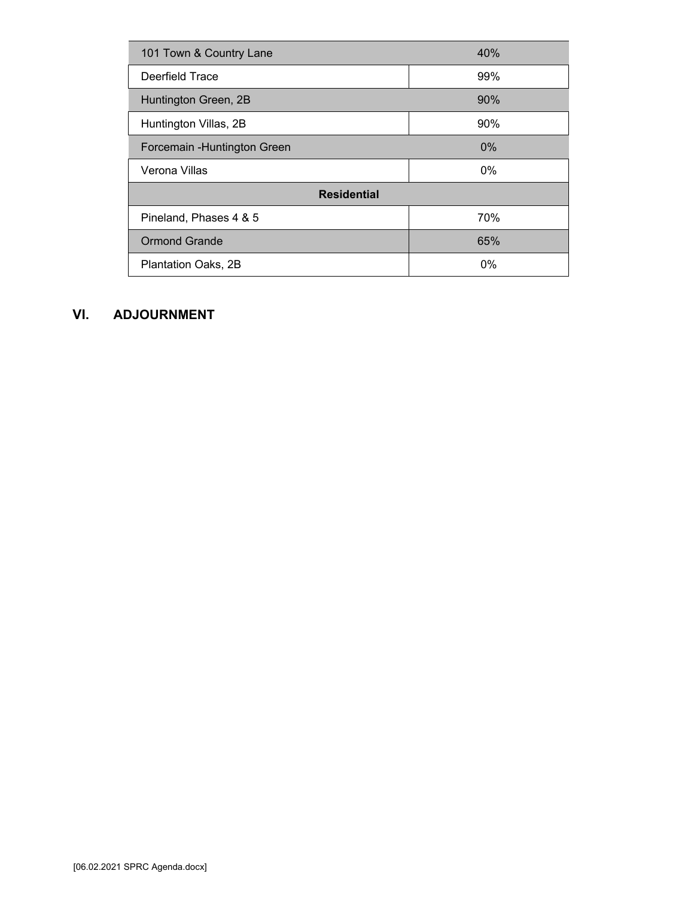| | |
|---|---|
| 101 Town & Country Lane | 40% |
| Deerfield Trace | 99% |
| Huntington Green, 2B | 90% |
| Huntington Villas, 2B | 90% |
| Forcemain -Huntington Green | 0% |
| Verona Villas | 0% |
| **Residential** | |
| Pineland, Phases 4 & 5 | 70% |
| Ormond Grande | 65% |
| Plantation Oaks, 2B | 0% |

## VI. ADJOURNMENT

[06.02.2021 SPRC Agenda.docx]